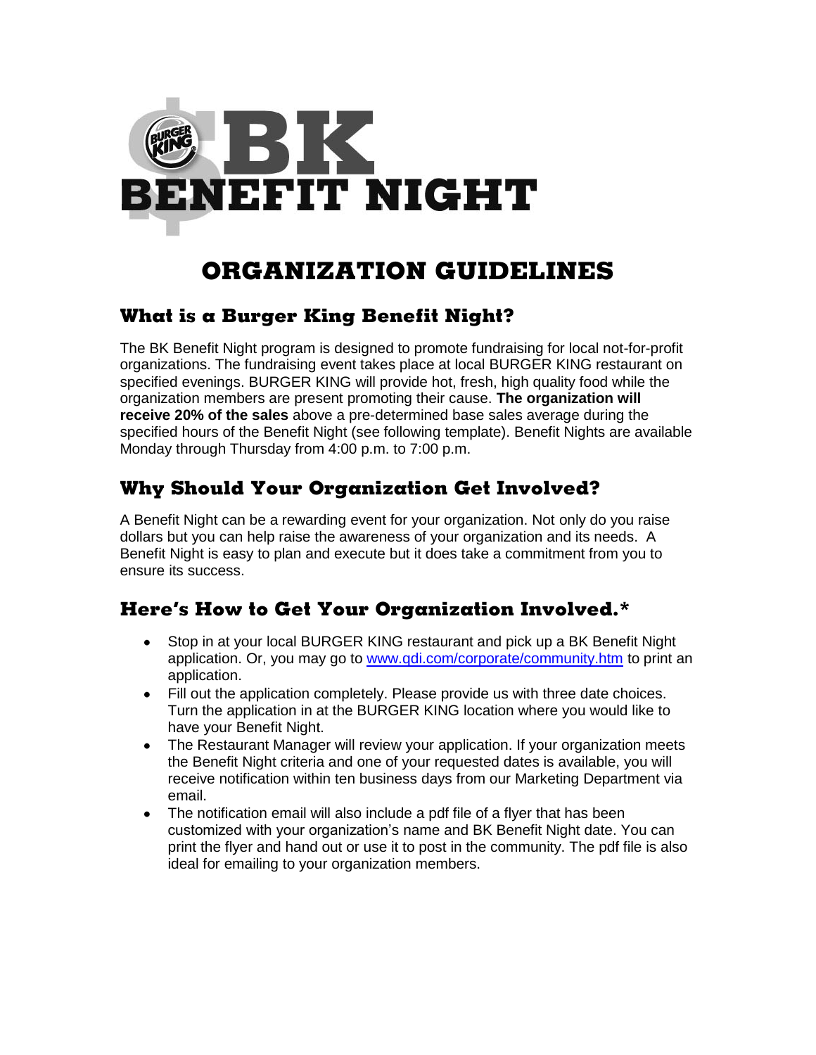# BK BENEFIT NIGHT

## ORGANIZATION GUIDELINES

### What is a Burger King Benefit Night?

The BK Benefit Night program is designed to promote fundraising for local not-for-profit organizations. The fundraising event takes place at local BURGER KING restaurant on specified evenings. BURGER KING will provide hot, fresh, high quality food while the organization members are present promoting their cause. **The organization will receive 20% of the sales** above a pre-determined base sales average during the specified hours of the Benefit Night (see following template). Benefit Nights are available Monday through Thursday from 4:00 p.m. to 7:00 p.m.

### Why Should Your Organization Get Involved?

A Benefit Night can be a rewarding event for your organization. Not only do you raise dollars but you can help raise the awareness of your organization and its needs. A Benefit Night is easy to plan and execute but it does take a commitment from you to ensure its success.

### Here's How to Get Your Organization Involved.*

- Stop in at your local BURGER KING restaurant and pick up a BK Benefit Night application. Or, you may go to www.qdi.com/corporate/community.htm to print an application.
- Fill out the application completely. Please provide us with three date choices. Turn the application in at the BURGER KING location where you would like to have your Benefit Night.
- The Restaurant Manager will review your application. If your organization meets the Benefit Night criteria and one of your requested dates is available, you will receive notification within ten business days from our Marketing Department via email.
- The notification email will also include a pdf file of a flyer that has been customized with your organization's name and BK Benefit Night date. You can print the flyer and hand out or use it to post in the community. The pdf file is also ideal for emailing to your organization members.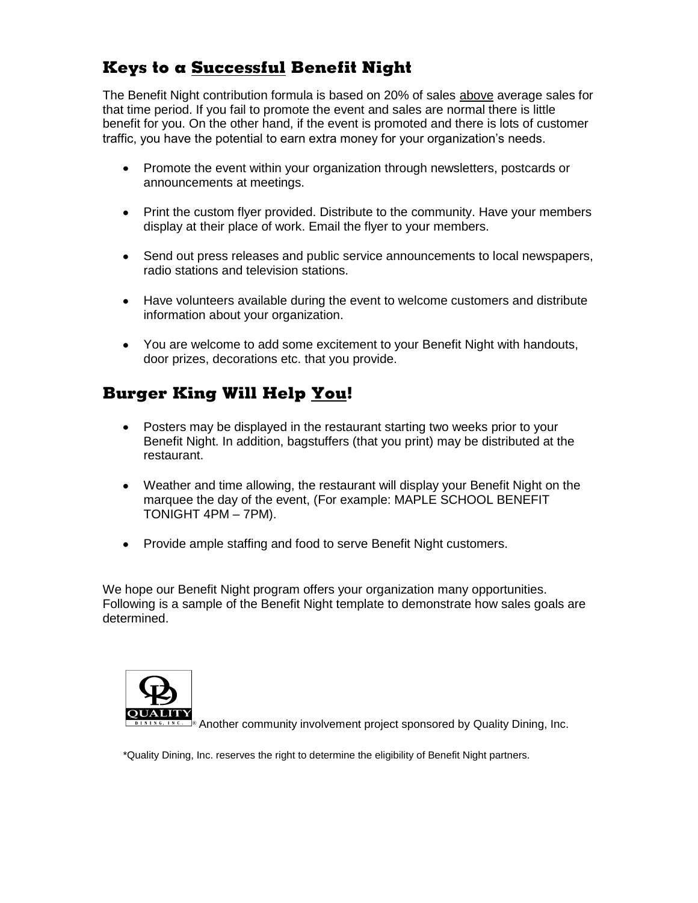## Keys to a Successful Benefit Night

The Benefit Night contribution formula is based on 20% of sales above average sales for that time period. If you fail to promote the event and sales are normal there is little benefit for you. On the other hand, if the event is promoted and there is lots of customer traffic, you have the potential to earn extra money for your organization's needs.

- Promote the event within your organization through newsletters, postcards or announcements at meetings.
- Print the custom flyer provided. Distribute to the community. Have your members display at their place of work. Email the flyer to your members.
- Send out press releases and public service announcements to local newspapers, radio stations and television stations.
- Have volunteers available during the event to welcome customers and distribute information about your organization.
- You are welcome to add some excitement to your Benefit Night with handouts, door prizes, decorations etc. that you provide.

## Burger King Will Help You!

- Posters may be displayed in the restaurant starting two weeks prior to your Benefit Night. In addition, bagstuffers (that you print) may be distributed at the restaurant.
- Weather and time allowing, the restaurant will display your Benefit Night on the marquee the day of the event, (For example: MAPLE SCHOOL BENEFIT TONIGHT 4PM – 7PM).
- Provide ample staffing and food to serve Benefit Night customers.

We hope our Benefit Night program offers your organization many opportunities. Following is a sample of the Benefit Night template to demonstrate how sales goals are determined.

QUALITY DINING, INC.® Another community involvement project sponsored by Quality Dining, Inc.

*Quality Dining, Inc. reserves the right to determine the eligibility of Benefit Night partners.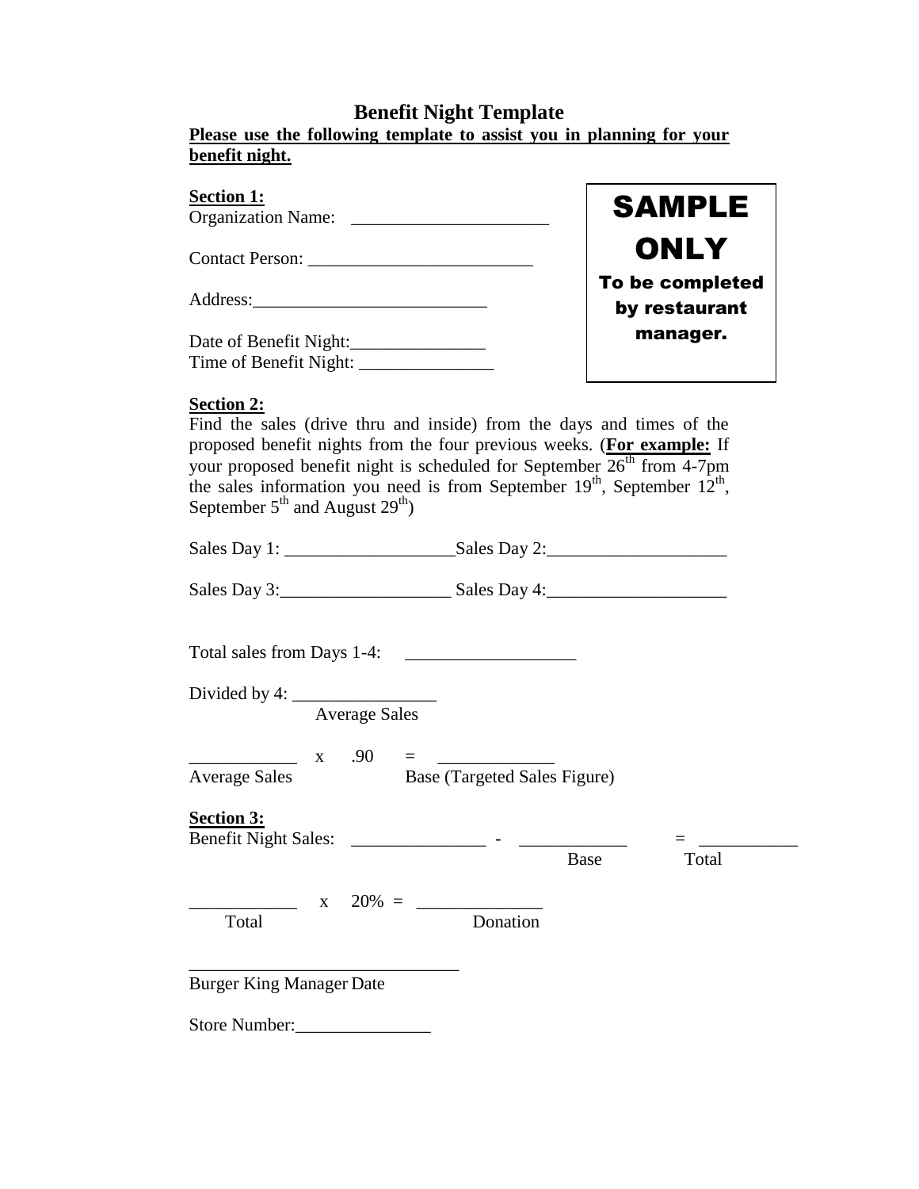# Benefit Night Template

**Please use the following template to assist you in planning for your benefit night.**

**SAMPLE ONLY**

**To be completed by restaurant manager.**

**Section 1:**

Organization Name: ______________________

Contact Person: _________________________

Address:__________________________

Date of Benefit Night:_______________

Time of Benefit Night: _______________

**Section 2:**

Find the sales (drive thru and inside) from the days and times of the proposed benefit nights from the four previous weeks. (**For example:** If your proposed benefit night is scheduled for September 26th from 4-7pm the sales information you need is from September 19th, September 12th, September 5th and August 29th)

Sales Day 1: ___________________ Sales Day 2:____________________

Sales Day 3:___________________ Sales Day 4:____________________

Total sales from Days 1-4: ___________________

Divided by 4: ________________
Average Sales

____________ x .90 = _____________
Average Sales Base (Targeted Sales Figure)

**Section 3:**

Benefit Night Sales: _______________ - ____________ = ___________
Base Total

____________ x 20% = ______________
Total Donation

______________________________
Burger King Manager Date

Store Number:_______________